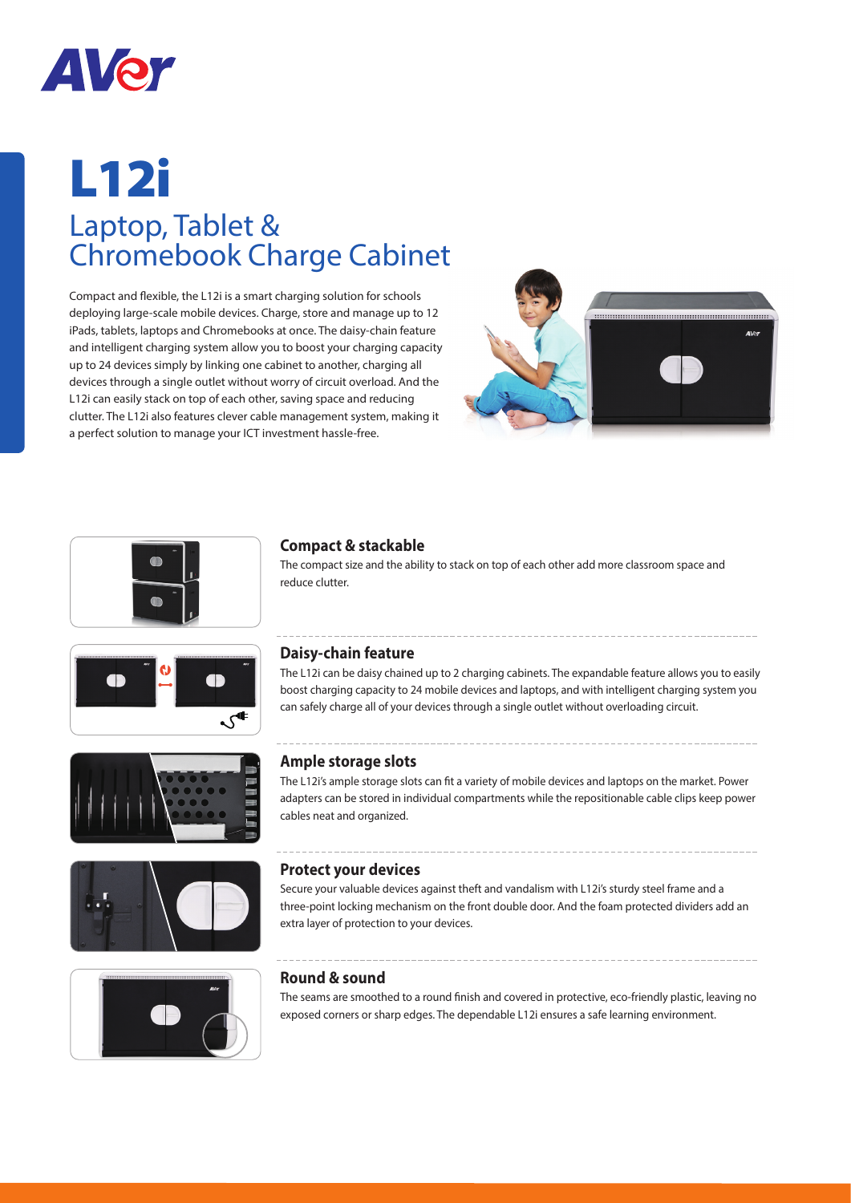# L12i

## Laptop, Tablet & Chromebook Charge Cabinet

Compact and flexible, the L12i is a smart charging solution for schools deploying large-scale mobile devices. Charge, store and manage up to 12 iPads, tablets, laptops and Chromebooks at once. The daisy-chain feature and intelligent charging system allow you to boost your charging capacity up to 24 devices simply by linking one cabinet to another, charging all devices through a single outlet without worry of circuit overload. And the L12i can easily stack on top of each other, saving space and reducing clutter. The L12i also features clever cable management system, making it a perfect solution to manage your ICT investment hassle-free.

### Compact & stackable

The compact size and the ability to stack on top of each other add more classroom space and reduce clutter.

### Daisy-chain feature

The L12i can be daisy chained up to 2 charging cabinets. The expandable feature allows you to easily boost charging capacity to 24 mobile devices and laptops, and with intelligent charging system you can safely charge all of your devices through a single outlet without overloading circuit.

### Ample storage slots

The L12i's ample storage slots can fit a variety of mobile devices and laptops on the market. Power adapters can be stored in individual compartments while the repositionable cable clips keep power cables neat and organized.

### Protect your devices

Secure your valuable devices against theft and vandalism with L12i's sturdy steel frame and a three-point locking mechanism on the front double door. And the foam protected dividers add an extra layer of protection to your devices.

### Round & sound

The seams are smoothed to a round finish and covered in protective, eco-friendly plastic, leaving no exposed corners or sharp edges. The dependable L12i ensures a safe learning environment.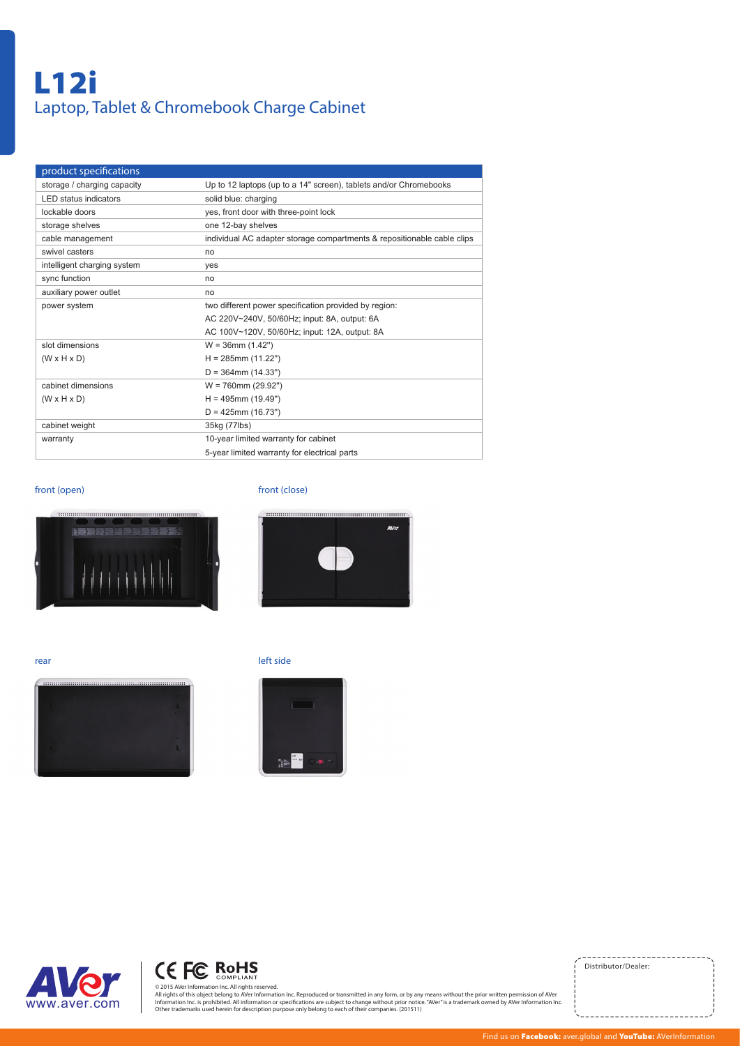# L12i

## Laptop, Tablet & Chromebook Charge Cabinet

| product specifications | |
|---|---|
| storage / charging capacity | Up to 12 laptops (up to a 14" screen), tablets and/or Chromebooks |
| LED status indicators | solid blue: charging |
| lockable doors | yes, front door with three-point lock |
| storage shelves | one 12-bay shelves |
| cable management | individual AC adapter storage compartments & repositionable cable clips |
| swivel casters | no |
| intelligent charging system | yes |
| sync function | no |
| auxiliary power outlet | no |
| power system | two different power specification provided by region:<br>AC 220V~240V, 50/60Hz; input: 8A, output: 6A<br>AC 100V~120V, 50/60Hz; input: 12A, output: 8A |
| slot dimensions<br>(W x H x D) | W = 36mm (1.42")<br>H = 285mm (11.22")<br>D = 364mm (14.33") |
| cabinet dimensions<br>(W x H x D) | W = 760mm (29.92")<br>H = 495mm (19.49")<br>D = 425mm (16.73") |
| cabinet weight | 35kg (77lbs) |
| warranty | 10-year limited warranty for cabinet<br>5-year limited warranty for electrical parts |

front (open)

front (close)

rear

left side

www.aver.com

CE FC RoHS COMPLIANT

© 2015 AVer Information Inc. All rights reserved.
All rights of this object belong to AVer Information Inc. Reproduced or transmitted in any form, or by any means without the prior written permission of AVer Information Inc. is prohibited. All information or specifications are subject to change without prior notice. "AVer" is a trademark owned by AVer Information Inc. Other trademarks used herein for description purpose only belong to each of their companies. (201511)

Distributor/Dealer:

Find us on **Facebook:** aver.global and **YouTube:** AVerInformation